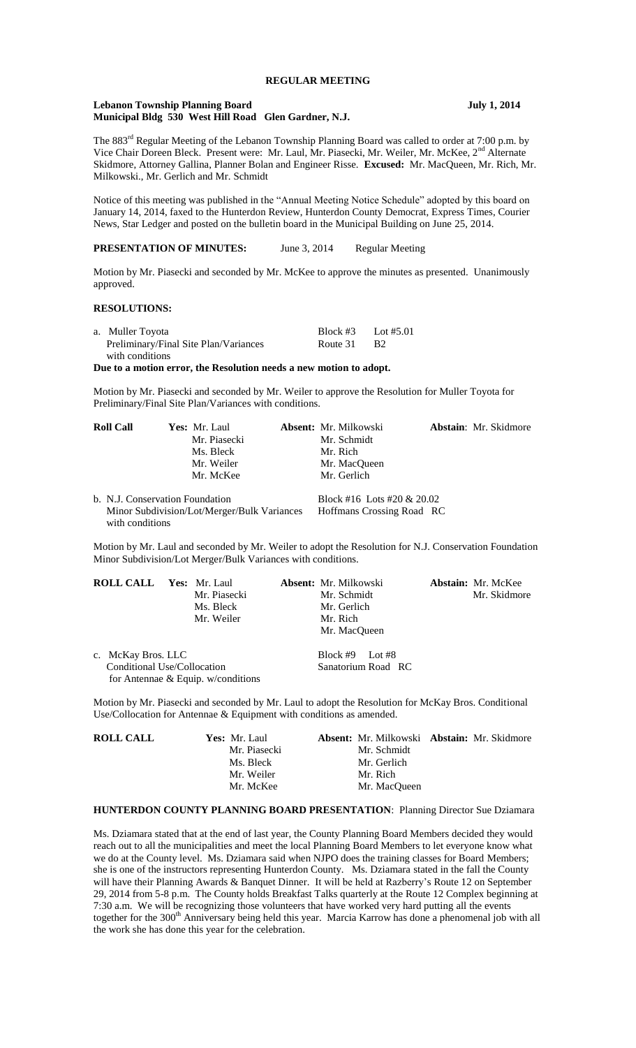## REGULAR MEETING

**Lebanon Township Planning Board** **July 1, 2014**
**Municipal Bldg 530 West Hill Road Glen Gardner, N.J.**

The 883rd Regular Meeting of the Lebanon Township Planning Board was called to order at 7:00 p.m. by Vice Chair Doreen Bleck. Present were: Mr. Laul, Mr. Piasecki, Mr. Weiler, Mr. McKee, 2nd Alternate Skidmore, Attorney Gallina, Planner Bolan and Engineer Risse. **Excused:** Mr. MacQueen, Mr. Rich, Mr. Milkowski., Mr. Gerlich and Mr. Schmidt

Notice of this meeting was published in the "Annual Meeting Notice Schedule" adopted by this board on January 14, 2014, faxed to the Hunterdon Review, Hunterdon County Democrat, Express Times, Courier News, Star Ledger and posted on the bulletin board in the Municipal Building on June 25, 2014.

**PRESENTATION OF MINUTES:** June 3, 2014 Regular Meeting

Motion by Mr. Piasecki and seconded by Mr. McKee to approve the minutes as presented. Unanimously approved.

**RESOLUTIONS:**

a. Muller Toyota — Block #3 Lot #5.01
Preliminary/Final Site Plan/Variances — Route 31 B2
with conditions

**Due to a motion error, the Resolution needs a new motion to adopt.**

Motion by Mr. Piasecki and seconded by Mr. Weiler to approve the Resolution for Muller Toyota for Preliminary/Final Site Plan/Variances with conditions.

| **Roll Call** | **Yes:** | **Absent:** | **Abstain:** |
|---|---|---|---|
| | Mr. Laul | Mr. Milkowski | Mr. Skidmore |
| | Mr. Piasecki | Mr. Schmidt | |
| | Ms. Bleck | Mr. Rich | |
| | Mr. Weiler | Mr. MacQueen | |
| | Mr. McKee | Mr. Gerlich | |

b. N.J. Conservation Foundation — Block #16 Lots #20 & 20.02
Minor Subdivision/Lot/Merger/Bulk Variances — Hoffmans Crossing Road RC
with conditions

Motion by Mr. Laul and seconded by Mr. Weiler to adopt the Resolution for N.J. Conservation Foundation Minor Subdivision/Lot Merger/Bulk Variances with conditions.

| **ROLL CALL** | **Yes:** | **Absent:** | **Abstain:** |
|---|---|---|---|
| | Mr. Laul | Mr. Milkowski | Mr. McKee |
| | Mr. Piasecki | Mr. Schmidt | Mr. Skidmore |
| | Ms. Bleck | Mr. Gerlich | |
| | Mr. Weiler | Mr. Rich | |
| | | Mr. MacQueen | |

c. McKay Bros. LLC — Block #9 Lot #8
Conditional Use/Collocation — Sanatorium Road RC
for Antennae & Equip. w/conditions

Motion by Mr. Piasecki and seconded by Mr. Laul to adopt the Resolution for McKay Bros. Conditional Use/Collocation for Antennae & Equipment with conditions as amended.

| **ROLL CALL** | **Yes:** | **Absent:** | **Abstain:** |
|---|---|---|---|
| | Mr. Laul | Mr. Milkowski | Mr. Skidmore |
| | Mr. Piasecki | Mr. Schmidt | |
| | Ms. Bleck | Mr. Gerlich | |
| | Mr. Weiler | Mr. Rich | |
| | Mr. McKee | Mr. MacQueen | |

**HUNTERDON COUNTY PLANNING BOARD PRESENTATION**: Planning Director Sue Dziamara

Ms. Dziamara stated that at the end of last year, the County Planning Board Members decided they would reach out to all the municipalities and meet the local Planning Board Members to let everyone know what we do at the County level. Ms. Dziamara said when NJPO does the training classes for Board Members; she is one of the instructors representing Hunterdon County. Ms. Dziamara stated in the fall the County will have their Planning Awards & Banquet Dinner. It will be held at Razberry's Route 12 on September 29, 2014 from 5-8 p.m. The County holds Breakfast Talks quarterly at the Route 12 Complex beginning at 7:30 a.m. We will be recognizing those volunteers that have worked very hard putting all the events together for the 300th Anniversary being held this year. Marcia Karrow has done a phenomenal job with all the work she has done this year for the celebration.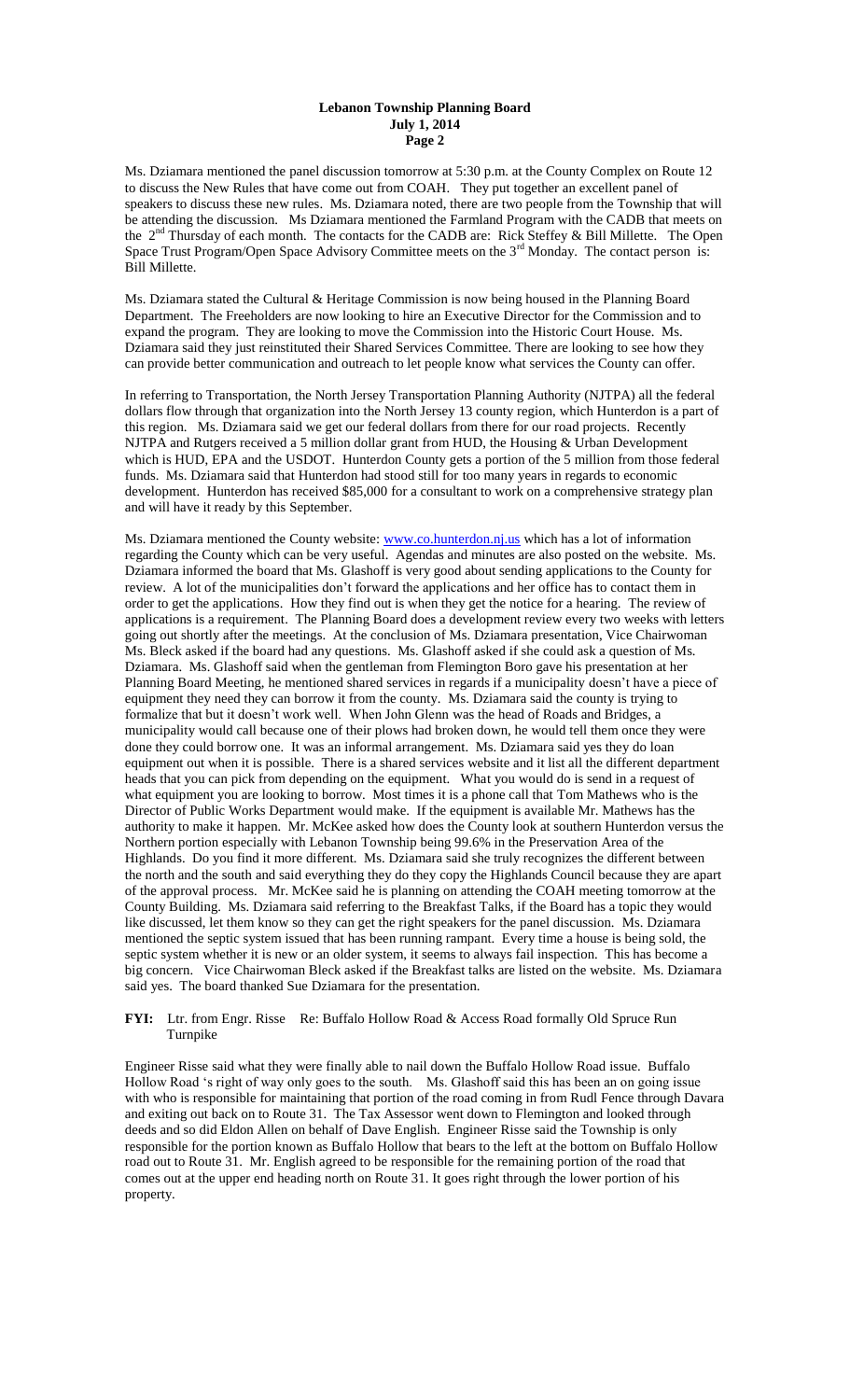Ms. Dziamara mentioned the panel discussion tomorrow at 5:30 p.m. at the County Complex on Route 12 to discuss the New Rules that have come out from COAH. They put together an excellent panel of speakers to discuss these new rules. Ms. Dziamara noted, there are two people from the Township that will be attending the discussion. Ms Dziamara mentioned the Farmland Program with the CADB that meets on the 2nd Thursday of each month. The contacts for the CADB are: Rick Steffey & Bill Millette. The Open Space Trust Program/Open Space Advisory Committee meets on the 3rd Monday. The contact person is: Bill Millette.

Ms. Dziamara stated the Cultural & Heritage Commission is now being housed in the Planning Board Department. The Freeholders are now looking to hire an Executive Director for the Commission and to expand the program. They are looking to move the Commission into the Historic Court House. Ms. Dziamara said they just reinstituted their Shared Services Committee. There are looking to see how they can provide better communication and outreach to let people know what services the County can offer.

In referring to Transportation, the North Jersey Transportation Planning Authority (NJTPA) all the federal dollars flow through that organization into the North Jersey 13 county region, which Hunterdon is a part of this region. Ms. Dziamara said we get our federal dollars from there for our road projects. Recently NJTPA and Rutgers received a 5 million dollar grant from HUD, the Housing & Urban Development which is HUD, EPA and the USDOT. Hunterdon County gets a portion of the 5 million from those federal funds. Ms. Dziamara said that Hunterdon had stood still for too many years in regards to economic development. Hunterdon has received $85,000 for a consultant to work on a comprehensive strategy plan and will have it ready by this September.

Ms. Dziamara mentioned the County website: www.co.hunterdon.nj.us which has a lot of information regarding the County which can be very useful. Agendas and minutes are also posted on the website. Ms. Dziamara informed the board that Ms. Glashoff is very good about sending applications to the County for review. A lot of the municipalities don't forward the applications and her office has to contact them in order to get the applications. How they find out is when they get the notice for a hearing. The review of applications is a requirement. The Planning Board does a development review every two weeks with letters going out shortly after the meetings. At the conclusion of Ms. Dziamara presentation, Vice Chairwoman Ms. Bleck asked if the board had any questions. Ms. Glashoff asked if she could ask a question of Ms. Dziamara. Ms. Glashoff said when the gentleman from Flemington Boro gave his presentation at her Planning Board Meeting, he mentioned shared services in regards if a municipality doesn't have a piece of equipment they need they can borrow it from the county. Ms. Dziamara said the county is trying to formalize that but it doesn't work well. When John Glenn was the head of Roads and Bridges, a municipality would call because one of their plows had broken down, he would tell them once they were done they could borrow one. It was an informal arrangement. Ms. Dziamara said yes they do loan equipment out when it is possible. There is a shared services website and it list all the different department heads that you can pick from depending on the equipment. What you would do is send in a request of what equipment you are looking to borrow. Most times it is a phone call that Tom Mathews who is the Director of Public Works Department would make. If the equipment is available Mr. Mathews has the authority to make it happen. Mr. McKee asked how does the County look at southern Hunterdon versus the Northern portion especially with Lebanon Township being 99.6% in the Preservation Area of the Highlands. Do you find it more different. Ms. Dziamara said she truly recognizes the different between the north and the south and said everything they do they copy the Highlands Council because they are apart of the approval process. Mr. McKee said he is planning on attending the COAH meeting tomorrow at the County Building. Ms. Dziamara said referring to the Breakfast Talks, if the Board has a topic they would like discussed, let them know so they can get the right speakers for the panel discussion. Ms. Dziamara mentioned the septic system issued that has been running rampant. Every time a house is being sold, the septic system whether it is new or an older system, it seems to always fail inspection. This has become a big concern. Vice Chairwoman Bleck asked if the Breakfast talks are listed on the website. Ms. Dziamara said yes. The board thanked Sue Dziamara for the presentation.

**FYI:** Ltr. from Engr. Risse Re: Buffalo Hollow Road & Access Road formally Old Spruce Run Turnpike

Engineer Risse said what they were finally able to nail down the Buffalo Hollow Road issue. Buffalo Hollow Road 's right of way only goes to the south. Ms. Glashoff said this has been an on going issue with who is responsible for maintaining that portion of the road coming in from Rudl Fence through Davara and exiting out back on to Route 31. The Tax Assessor went down to Flemington and looked through deeds and so did Eldon Allen on behalf of Dave English. Engineer Risse said the Township is only responsible for the portion known as Buffalo Hollow that bears to the left at the bottom on Buffalo Hollow road out to Route 31. Mr. English agreed to be responsible for the remaining portion of the road that comes out at the upper end heading north on Route 31. It goes right through the lower portion of his property.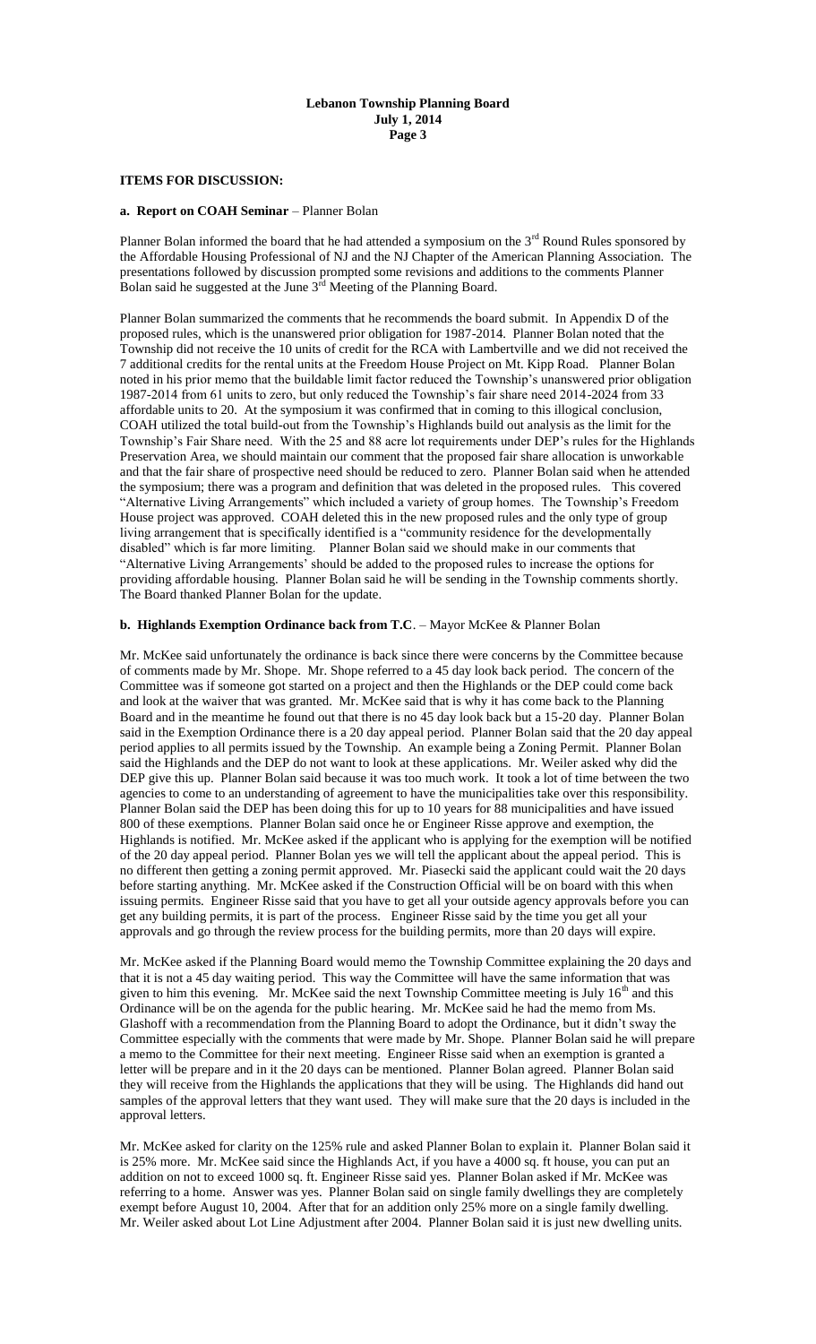## ITEMS FOR DISCUSSION:

### a. Report on COAH Seminar – Planner Bolan

Planner Bolan informed the board that he had attended a symposium on the 3rd Round Rules sponsored by the Affordable Housing Professional of NJ and the NJ Chapter of the American Planning Association. The presentations followed by discussion prompted some revisions and additions to the comments Planner Bolan said he suggested at the June 3rd Meeting of the Planning Board.

Planner Bolan summarized the comments that he recommends the board submit. In Appendix D of the proposed rules, which is the unanswered prior obligation for 1987-2014. Planner Bolan noted that the Township did not receive the 10 units of credit for the RCA with Lambertville and we did not received the 7 additional credits for the rental units at the Freedom House Project on Mt. Kipp Road. Planner Bolan noted in his prior memo that the buildable limit factor reduced the Township's unanswered prior obligation 1987-2014 from 61 units to zero, but only reduced the Township's fair share need 2014-2024 from 33 affordable units to 20. At the symposium it was confirmed that in coming to this illogical conclusion, COAH utilized the total build-out from the Township's Highlands build out analysis as the limit for the Township's Fair Share need. With the 25 and 88 acre lot requirements under DEP's rules for the Highlands Preservation Area, we should maintain our comment that the proposed fair share allocation is unworkable and that the fair share of prospective need should be reduced to zero. Planner Bolan said when he attended the symposium; there was a program and definition that was deleted in the proposed rules. This covered "Alternative Living Arrangements" which included a variety of group homes. The Township's Freedom House project was approved. COAH deleted this in the new proposed rules and the only type of group living arrangement that is specifically identified is a "community residence for the developmentally disabled" which is far more limiting. Planner Bolan said we should make in our comments that "Alternative Living Arrangements' should be added to the proposed rules to increase the options for providing affordable housing. Planner Bolan said he will be sending in the Township comments shortly. The Board thanked Planner Bolan for the update.

### b. Highlands Exemption Ordinance back from T.C. – Mayor McKee & Planner Bolan

Mr. McKee said unfortunately the ordinance is back since there were concerns by the Committee because of comments made by Mr. Shope. Mr. Shope referred to a 45 day look back period. The concern of the Committee was if someone got started on a project and then the Highlands or the DEP could come back and look at the waiver that was granted. Mr. McKee said that is why it has come back to the Planning Board and in the meantime he found out that there is no 45 day look back but a 15-20 day. Planner Bolan said in the Exemption Ordinance there is a 20 day appeal period. Planner Bolan said that the 20 day appeal period applies to all permits issued by the Township. An example being a Zoning Permit. Planner Bolan said the Highlands and the DEP do not want to look at these applications. Mr. Weiler asked why did the DEP give this up. Planner Bolan said because it was too much work. It took a lot of time between the two agencies to come to an understanding of agreement to have the municipalities take over this responsibility. Planner Bolan said the DEP has been doing this for up to 10 years for 88 municipalities and have issued 800 of these exemptions. Planner Bolan said once he or Engineer Risse approve and exemption, the Highlands is notified. Mr. McKee asked if the applicant who is applying for the exemption will be notified of the 20 day appeal period. Planner Bolan yes we will tell the applicant about the appeal period. This is no different then getting a zoning permit approved. Mr. Piasecki said the applicant could wait the 20 days before starting anything. Mr. McKee asked if the Construction Official will be on board with this when issuing permits. Engineer Risse said that you have to get all your outside agency approvals before you can get any building permits, it is part of the process. Engineer Risse said by the time you get all your approvals and go through the review process for the building permits, more than 20 days will expire.

Mr. McKee asked if the Planning Board would memo the Township Committee explaining the 20 days and that it is not a 45 day waiting period. This way the Committee will have the same information that was given to him this evening. Mr. McKee said the next Township Committee meeting is July 16th and this Ordinance will be on the agenda for the public hearing. Mr. McKee said he had the memo from Ms. Glashoff with a recommendation from the Planning Board to adopt the Ordinance, but it didn't sway the Committee especially with the comments that were made by Mr. Shope. Planner Bolan said he will prepare a memo to the Committee for their next meeting. Engineer Risse said when an exemption is granted a letter will be prepare and in it the 20 days can be mentioned. Planner Bolan agreed. Planner Bolan said they will receive from the Highlands the applications that they will be using. The Highlands did hand out samples of the approval letters that they want used. They will make sure that the 20 days is included in the approval letters.

Mr. McKee asked for clarity on the 125% rule and asked Planner Bolan to explain it. Planner Bolan said it is 25% more. Mr. McKee said since the Highlands Act, if you have a 4000 sq. ft house, you can put an addition on not to exceed 1000 sq. ft. Engineer Risse said yes. Planner Bolan asked if Mr. McKee was referring to a home. Answer was yes. Planner Bolan said on single family dwellings they are completely exempt before August 10, 2004. After that for an addition only 25% more on a single family dwelling. Mr. Weiler asked about Lot Line Adjustment after 2004. Planner Bolan said it is just new dwelling units.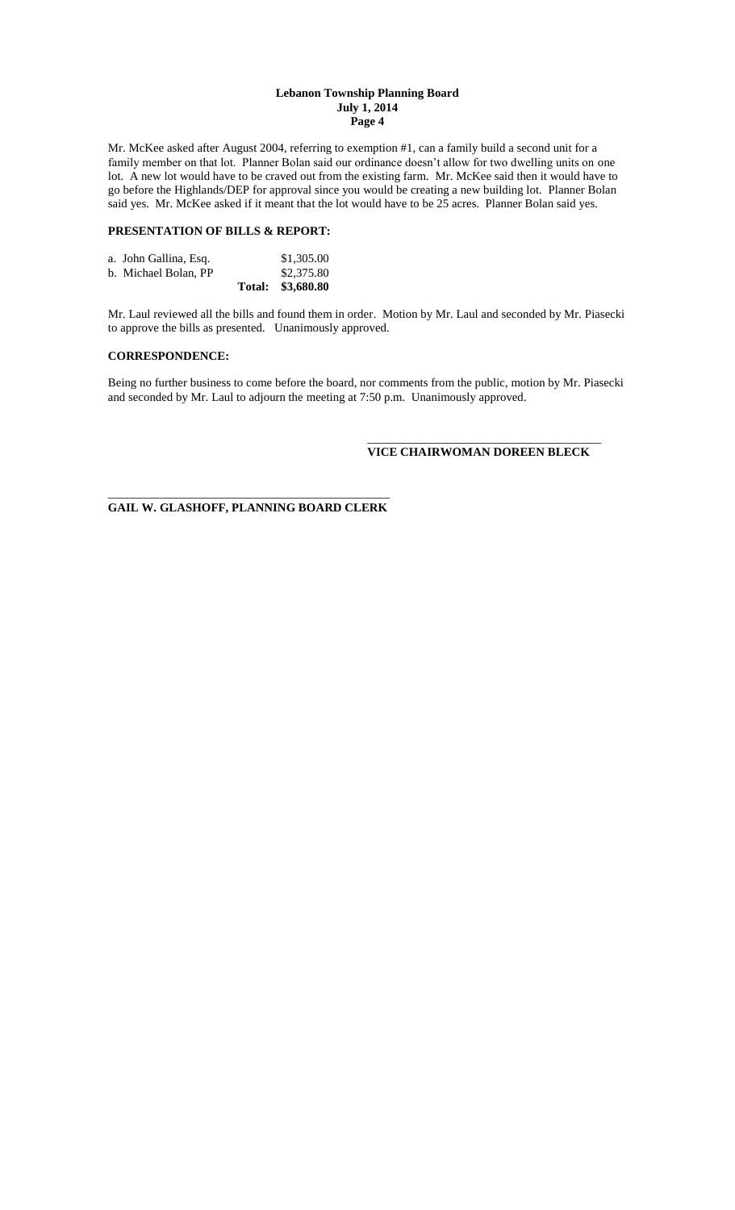Mr. McKee asked after August 2004, referring to exemption #1, can a family build a second unit for a family member on that lot. Planner Bolan said our ordinance doesn't allow for two dwelling units on one lot. A new lot would have to be craved out from the existing farm. Mr. McKee said then it would have to go before the Highlands/DEP for approval since you would be creating a new building lot. Planner Bolan said yes. Mr. McKee asked if it meant that the lot would have to be 25 acres. Planner Bolan said yes.

**PRESENTATION OF BILLS & REPORT:**

| | | |
|---|---|---|
| a. John Gallina, Esq. | | $1,305.00 |
| b. Michael Bolan, PP | | $2,375.80 |
| | **Total:** | **$3,680.80** |

Mr. Laul reviewed all the bills and found them in order. Motion by Mr. Laul and seconded by Mr. Piasecki to approve the bills as presented. Unanimously approved.

**CORRESPONDENCE:**

Being no further business to come before the board, nor comments from the public, motion by Mr. Piasecki and seconded by Mr. Laul to adjourn the meeting at 7:50 p.m. Unanimously approved.

\_\_\_\_\_\_\_\_\_\_\_\_\_\_\_\_\_\_\_\_\_\_\_\_\_\_\_\_\_\_\_\_\_\_\_\_\_\_

**VICE CHAIRWOMAN DOREEN BLECK**

\_\_\_\_\_\_\_\_\_\_\_\_\_\_\_\_\_\_\_\_\_\_\_\_\_\_\_\_\_\_\_\_\_\_\_\_\_\_\_\_\_\_\_\_

**GAIL W. GLASHOFF, PLANNING BOARD CLERK**